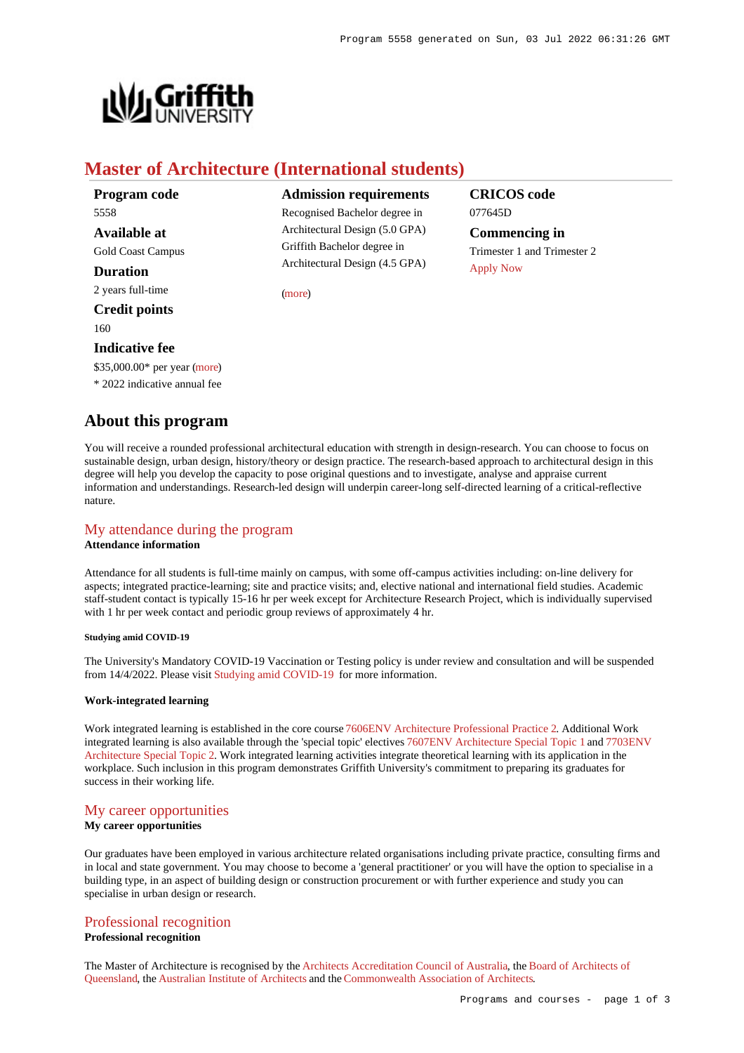# Master of Architecture (International students)

**Program code**
5558

**Available at**
Gold Coast Campus

**Duration**
2 years full-time

**Credit points**
160

**Indicative fee**
$35,000.00* per year (more)
* 2022 indicative annual fee

**Admission requirements**
Recognised Bachelor degree in Architectural Design (5.0 GPA)
Griffith Bachelor degree in Architectural Design (4.5 GPA)

(more)

**CRICOS code**
077645D

**Commencing in**
Trimester 1 and Trimester 2
Apply Now

## About this program

You will receive a rounded professional architectural education with strength in design-research. You can choose to focus on sustainable design, urban design, history/theory or design practice. The research-based approach to architectural design in this degree will help you develop the capacity to pose original questions and to investigate, analyse and appraise current information and understandings. Research-led design will underpin career-long self-directed learning of a critical-reflective nature.

### My attendance during the program

**Attendance information**

Attendance for all students is full-time mainly on campus, with some off-campus activities including: on-line delivery for aspects; integrated practice-learning; site and practice visits; and, elective national and international field studies. Academic staff-student contact is typically 15-16 hr per week except for Architecture Research Project, which is individually supervised with 1 hr per week contact and periodic group reviews of approximately 4 hr.

**Studying amid COVID-19**

The University's Mandatory COVID-19 Vaccination or Testing policy is under review and consultation and will be suspended from 14/4/2022. Please visit Studying amid COVID-19 for more information.

**Work-integrated learning**

Work integrated learning is established in the core course 7606ENV Architecture Professional Practice 2. Additional Work integrated learning is also available through the 'special topic' electives 7607ENV Architecture Special Topic 1 and 7703ENV Architecture Special Topic 2. Work integrated learning activities integrate theoretical learning with its application in the workplace. Such inclusion in this program demonstrates Griffith University's commitment to preparing its graduates for success in their working life.

### My career opportunities

**My career opportunities**

Our graduates have been employed in various architecture related organisations including private practice, consulting firms and in local and state government. You may choose to become a 'general practitioner' or you will have the option to specialise in a building type, in an aspect of building design or construction procurement or with further experience and study you can specialise in urban design or research.

### Professional recognition

**Professional recognition**

The Master of Architecture is recognised by the Architects Accreditation Council of Australia, the Board of Architects of Queensland, the Australian Institute of Architects and the Commonwealth Association of Architects.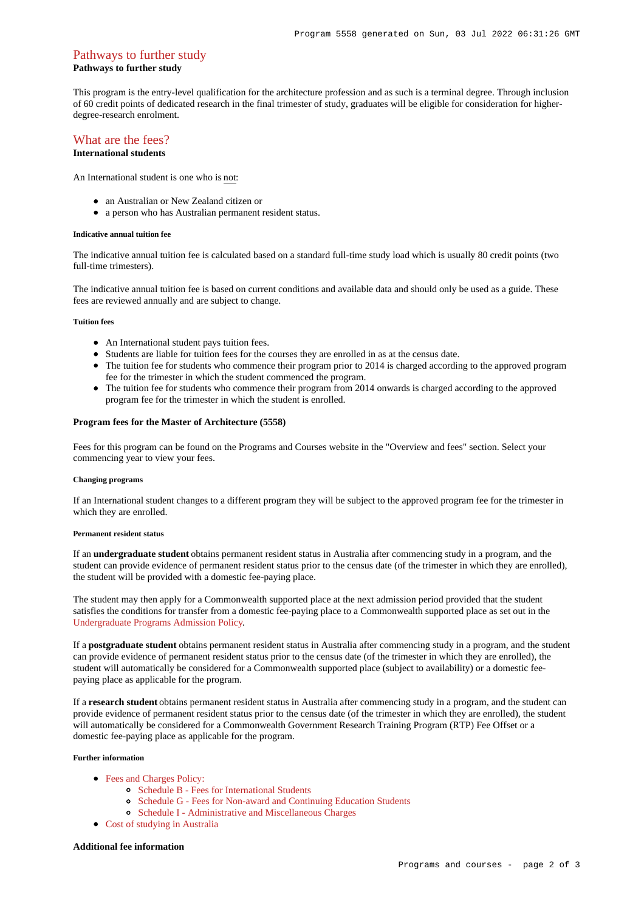## Pathways to further study

**Pathways to further study**

This program is the entry-level qualification for the architecture profession and as such is a terminal degree. Through inclusion of 60 credit points of dedicated research in the final trimester of study, graduates will be eligible for consideration for higher-degree-research enrolment.

## What are the fees?

**International students**

An International student is one who is not:

- an Australian or New Zealand citizen or
- a person who has Australian permanent resident status.

###### Indicative annual tuition fee

The indicative annual tuition fee is calculated based on a standard full-time study load which is usually 80 credit points (two full-time trimesters).

The indicative annual tuition fee is based on current conditions and available data and should only be used as a guide. These fees are reviewed annually and are subject to change.

###### Tuition fees

- An International student pays tuition fees.
- Students are liable for tuition fees for the courses they are enrolled in as at the census date.
- The tuition fee for students who commence their program prior to 2014 is charged according to the approved program fee for the trimester in which the student commenced the program.
- The tuition fee for students who commence their program from 2014 onwards is charged according to the approved program fee for the trimester in which the student is enrolled.

**Program fees for the Master of Architecture (5558)**

Fees for this program can be found on the Programs and Courses website in the "Overview and fees" section. Select your commencing year to view your fees.

###### Changing programs

If an International student changes to a different program they will be subject to the approved program fee for the trimester in which they are enrolled.

###### Permanent resident status

If an **undergraduate student** obtains permanent resident status in Australia after commencing study in a program, and the student can provide evidence of permanent resident status prior to the census date (of the trimester in which they are enrolled), the student will be provided with a domestic fee-paying place.

The student may then apply for a Commonwealth supported place at the next admission period provided that the student satisfies the conditions for transfer from a domestic fee-paying place to a Commonwealth supported place as set out in the Undergraduate Programs Admission Policy.

If a **postgraduate student** obtains permanent resident status in Australia after commencing study in a program, and the student can provide evidence of permanent resident status prior to the census date (of the trimester in which they are enrolled), the student will automatically be considered for a Commonwealth supported place (subject to availability) or a domestic fee-paying place as applicable for the program.

If a **research student** obtains permanent resident status in Australia after commencing study in a program, and the student can provide evidence of permanent resident status prior to the census date (of the trimester in which they are enrolled), the student will automatically be considered for a Commonwealth Government Research Training Program (RTP) Fee Offset or a domestic fee-paying place as applicable for the program.

###### Further information

- Fees and Charges Policy:
  - Schedule B - Fees for International Students
  - Schedule G - Fees for Non-award and Continuing Education Students
  - Schedule I - Administrative and Miscellaneous Charges
- Cost of studying in Australia

**Additional fee information**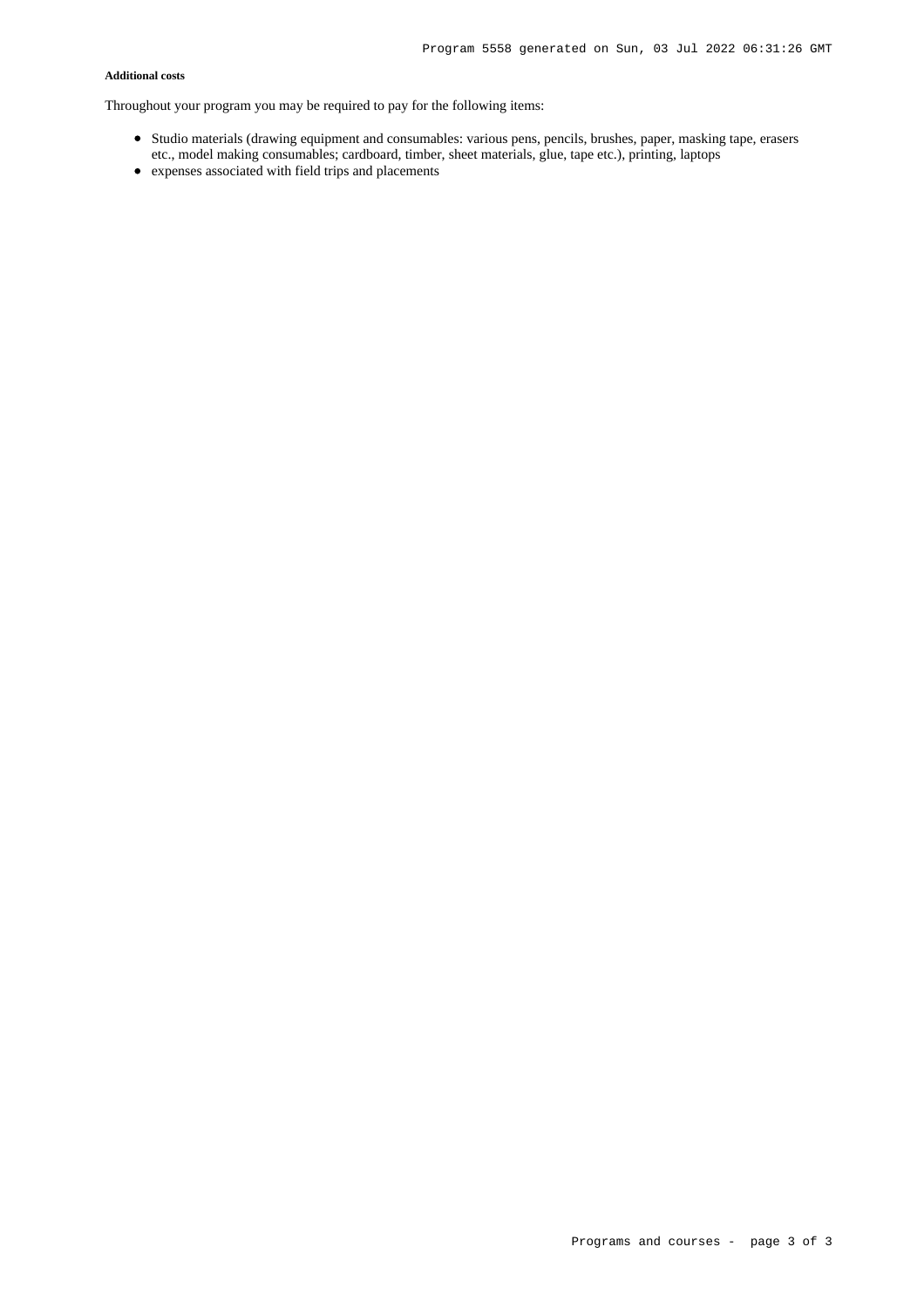#### Additional costs

Throughout your program you may be required to pay for the following items:

- Studio materials (drawing equipment and consumables: various pens, pencils, brushes, paper, masking tape, erasers etc., model making consumables; cardboard, timber, sheet materials, glue, tape etc.), printing, laptops
- expenses associated with field trips and placements